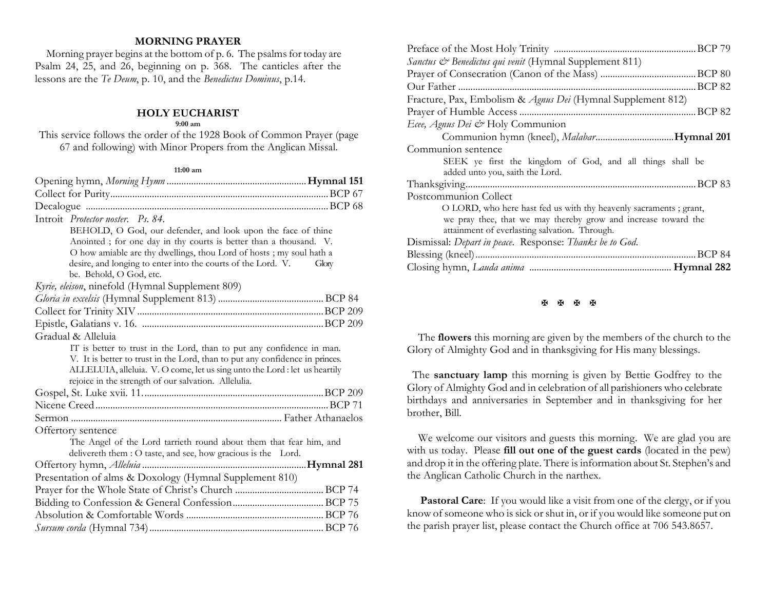## MORNING PRAYER

Morning prayer begins at the bottom of p. 6. The psalms for today are Psalm 24, 25, and 26, beginning on p. 368. The canticles after the lessons are the *Te Deum*, p. 10, and the *Benedictus Dominus*, p.14.

## HOLY EUCHARIST

**9:00 am**

This service follows the order of the 1928 Book of Common Prayer (page 67 and following) with Minor Propers from the Anglican Missal.

**11:00 am**

Opening hymn, *Morning Hymn* ........................................................ **Hymnal 151**

Collect for Purity ........................................................ BCP 67

Decalogue ........................................................ BCP 68

Introit *Protector noster. Ps. 84.*

> BEHOLD, O God, our defender, and look upon the face of thine Anointed ; for one day in thy courts is better than a thousand. V. O how amiable are thy dwellings, thou Lord of hosts ; my soul hath a desire, and longing to enter into the courts of the Lord. V. Glory be. Behold, O God, etc.

*Kyrie, eleison*, ninefold (Hymnal Supplement 809)

*Gloria in excelsis* (Hymnal Supplement 813) ........................................................ BCP 84

Collect for Trinity XIV ........................................................ BCP 209

Epistle, Galatians v. 16. ........................................................ BCP 209

Gradual & Alleluia

> IT is better to trust in the Lord, than to put any confidence in man. V. It is better to trust in the Lord, than to put any confidence in princes. ALLELUIA, alleluia. V. O come, let us sing unto the Lord : let us heartily rejoice in the strength of our salvation. Alleluia.

Gospel, St. Luke xvii. 11. ........................................................ BCP 209

Nicene Creed ........................................................ BCP 71

Sermon ........................................................ Father Athanaelos

Offertory sentence

> The Angel of the Lord tarrieth round about them that fear him, and delivereth them : O taste, and see, how gracious is the Lord.

Offertory hymn, *Alleluia* ........................................................ **Hymnal 281**

Presentation of alms & Doxology (Hymnal Supplement 810)

Prayer for the Whole State of Christ's Church ........................................................ BCP 74

Bidding to Confession & General Confession ........................................................ BCP 75

Absolution & Comfortable Words ........................................................ BCP 76

*Sursum corda* (Hymnal 734) ........................................................ BCP 76

Preface of the Most Holy Trinity ........................................................ BCP 79

*Sanctus & Benedictus qui venit* (Hymnal Supplement 811)

Prayer of Consecration (Canon of the Mass) ........................................................ BCP 80

Our Father ........................................................ BCP 82

Fracture, Pax, Embolism & *Agnus Dei* (Hymnal Supplement 812)

Prayer of Humble Access ........................................................ BCP 82

*Ecee, Agnus Dei &* Holy Communion

> Communion hymn (kneel), *Malabar* ........................................................ **Hymnal 201**

Communion sentence

> SEEK ye first the kingdom of God, and all things shall be added unto you, saith the Lord.

Thanksgiving ........................................................ BCP 83

Postcommunion Collect

> O LORD, who here hast fed us with thy heavenly sacraments ; grant, we pray thee, that we may thereby grow and increase toward the attainment of everlasting salvation. Through.

Dismissal: *Depart in peace*. Response: *Thanks be to God*.

Blessing (kneel) ........................................................ BCP 84

Closing hymn, *Lauda anima* ........................................................ **Hymnal 282**

✠ ✠ ✠ ✠

The **flowers** this morning are given by the members of the church to the Glory of Almighty God and in thanksgiving for His many blessings.

The **sanctuary lamp** this morning is given by Bettie Godfrey to the Glory of Almighty God and in celebration of all parishioners who celebrate birthdays and anniversaries in September and in thanksgiving for her brother, Bill.

We welcome our visitors and guests this morning. We are glad you are with us today. Please **fill out one of the guest cards** (located in the pew) and drop it in the offering plate. There is information about St. Stephen's and the Anglican Catholic Church in the narthex.

**Pastoral Care**: If you would like a visit from one of the clergy, or if you know of someone who is sick or shut in, or if you would like someone put on the parish prayer list, please contact the Church office at 706 543.8657.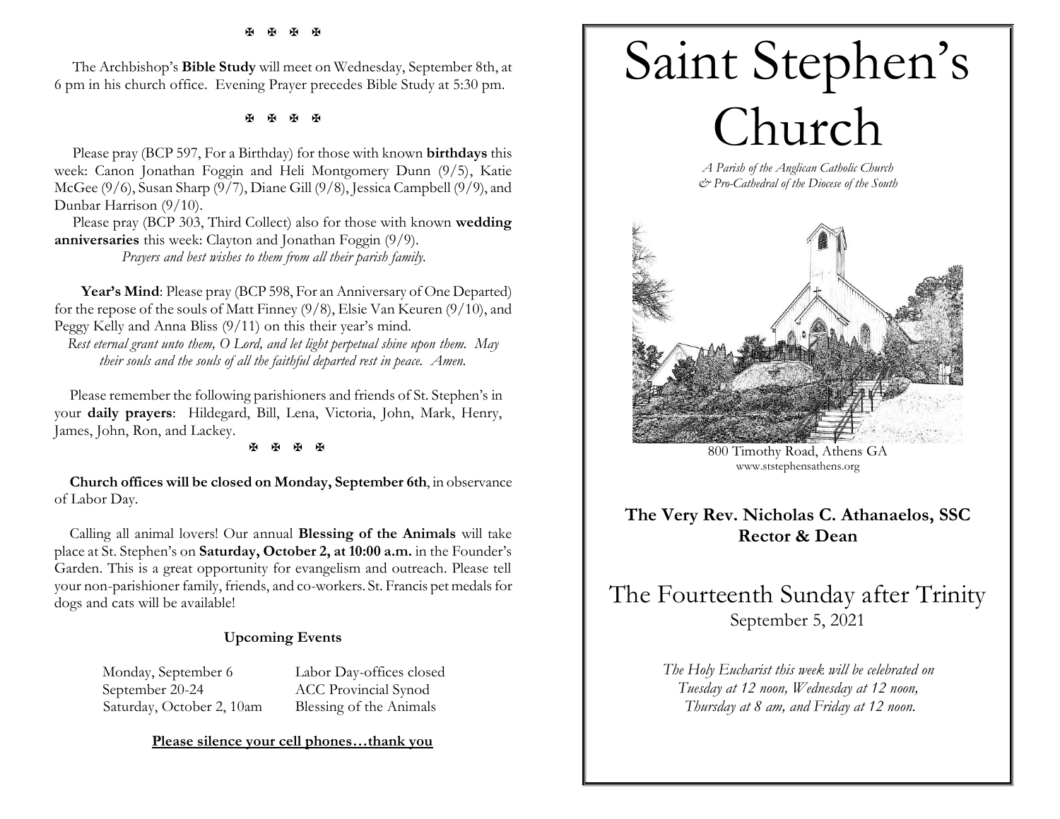✠ ✠ ✠ ✠

The Archbishop's **Bible Study** will meet on Wednesday, September 8th, at 6 pm in his church office. Evening Prayer precedes Bible Study at 5:30 pm.

✠ ✠ ✠ ✠

Please pray (BCP 597, For a Birthday) for those with known **birthdays** this week: Canon Jonathan Foggin and Heli Montgomery Dunn (9/5), Katie McGee (9/6), Susan Sharp (9/7), Diane Gill (9/8), Jessica Campbell (9/9), and Dunbar Harrison (9/10).

Please pray (BCP 303, Third Collect) also for those with known **wedding anniversaries** this week: Clayton and Jonathan Foggin (9/9).

*Prayers and best wishes to them from all their parish family.*

**Year's Mind**: Please pray (BCP 598, For an Anniversary of One Departed) for the repose of the souls of Matt Finney (9/8), Elsie Van Keuren (9/10), and Peggy Kelly and Anna Bliss (9/11) on this their year's mind.

*Rest eternal grant unto them, O Lord, and let light perpetual shine upon them. May their souls and the souls of all the faithful departed rest in peace. Amen.*

Please remember the following parishioners and friends of St. Stephen's in your **daily prayers**: Hildegard, Bill, Lena, Victoria, John, Mark, Henry, James, John, Ron, and Lackey.

✠ ✠ ✠ ✠

**Church offices will be closed on Monday, September 6th**, in observance of Labor Day.

Calling all animal lovers! Our annual **Blessing of the Animals** will take place at St. Stephen's on **Saturday, October 2, at 10:00 a.m.** in the Founder's Garden. This is a great opportunity for evangelism and outreach. Please tell your non-parishioner family, friends, and co-workers. St. Francis pet medals for dogs and cats will be available!

**Upcoming Events**

| | |
|---|---|
| Monday, September 6 | Labor Day-offices closed |
| September 20-24 | ACC Provincial Synod |
| Saturday, October 2, 10am | Blessing of the Animals |

**Please silence your cell phones…thank you**

# Saint Stephen's Church

*A Parish of the Anglican Catholic Church & Pro-Cathedral of the Diocese of the South*

800 Timothy Road, Athens GA
www.ststephensathens.org

**The Very Rev. Nicholas C. Athanaelos, SSC**
**Rector & Dean**

## The Fourteenth Sunday after Trinity

September 5, 2021

*The Holy Eucharist this week will be celebrated on Tuesday at 12 noon, Wednesday at 12 noon, Thursday at 8 am, and Friday at 12 noon.*